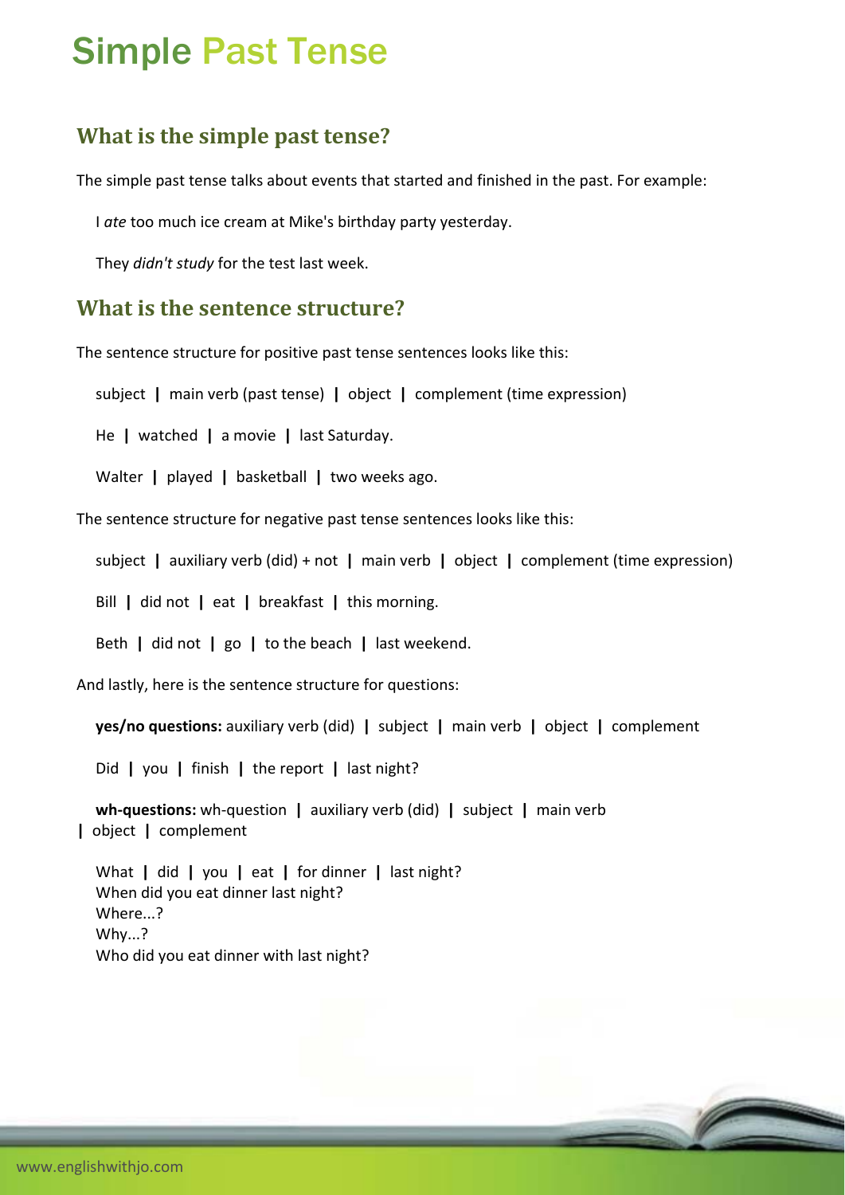# Simple Past Tense

## What is the simple past tense?

The simple past tense talks about events that started and finished in the past. For example:

I *ate* too much ice cream at Mike's birthday party yesterday.

They *didn't study* for the test last week.

## What is the sentence structure?

The sentence structure for positive past tense sentences looks like this:

subject **|** main verb (past tense) **|** object **|** complement (time expression)

He **|** watched **|** a movie **|** last Saturday.

Walter **|** played **|** basketball **|** two weeks ago.

The sentence structure for negative past tense sentences looks like this:

subject **|** auxiliary verb (did) + not **|** main verb **|** object **|** complement (time expression)

Bill **|** did not **|** eat **|** breakfast **|** this morning.

Beth **|** did not **|** go **|** to the beach **|** last weekend.

And lastly, here is the sentence structure for questions:

**yes/no questions:** auxiliary verb (did) **|** subject **|** main verb **|** object **|** complement

Did **|** you **|** finish **|** the report **|** last night?

**wh-questions:** wh-question **|** auxiliary verb (did) **|** subject **|** main verb **|** object **|** complement

What **|** did **|** you **|** eat **|** for dinner **|** last night?
When did you eat dinner last night?
Where...?
Why...?
Who did you eat dinner with last night?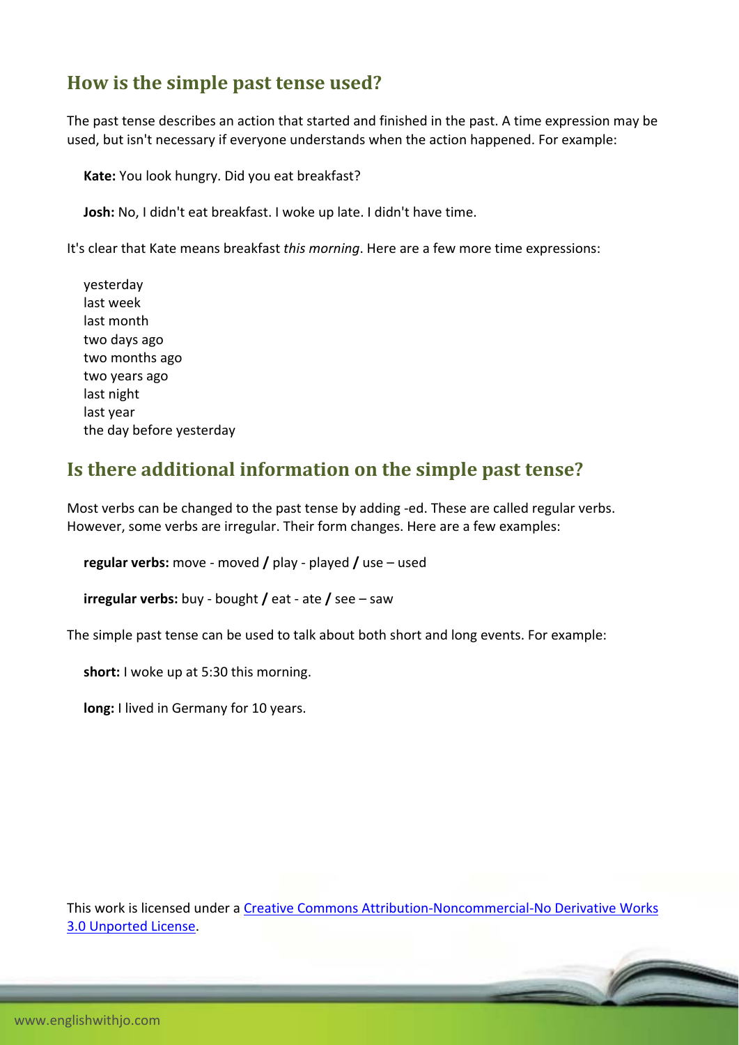## How is the simple past tense used?

The past tense describes an action that started and finished in the past. A time expression may be used, but isn't necessary if everyone understands when the action happened. For example:

**Kate:** You look hungry. Did you eat breakfast?

**Josh:** No, I didn't eat breakfast. I woke up late. I didn't have time.

It's clear that Kate means breakfast *this morning*. Here are a few more time expressions:

yesterday
last week
last month
two days ago
two months ago
two years ago
last night
last year
the day before yesterday

## Is there additional information on the simple past tense?

Most verbs can be changed to the past tense by adding -ed. These are called regular verbs. However, some verbs are irregular. Their form changes. Here are a few examples:

**regular verbs:** move - moved **/** play - played **/** use – used

**irregular verbs:** buy - bought **/** eat - ate **/** see – saw

The simple past tense can be used to talk about both short and long events. For example:

**short:** I woke up at 5:30 this morning.

**long:** I lived in Germany for 10 years.

This work is licensed under a Creative Commons Attribution-Noncommercial-No Derivative Works 3.0 Unported License.